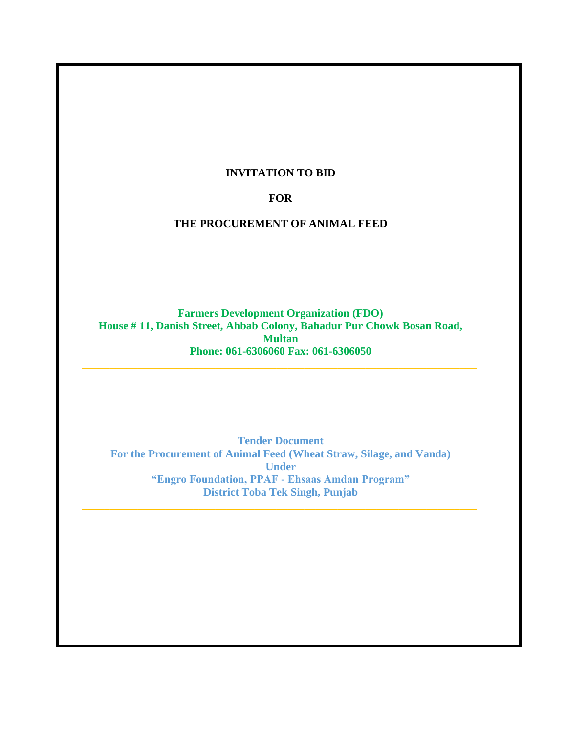# INVITATION TO BID

# FOR

# THE PROCUREMENT OF ANIMAL FEED

**Farmers Development Organization (FDO)**
**House # 11, Danish Street, Ahbab Colony, Bahadur Pur Chowk Bosan Road, Multan**
**Phone: 061-6306060 Fax: 061-6306050**

---

**Tender Document**
**For the Procurement of Animal Feed (Wheat Straw, Silage, and Vanda)**
**Under**
**"Engro Foundation, PPAF - Ehsaas Amdan Program"**
**District Toba Tek Singh, Punjab**

---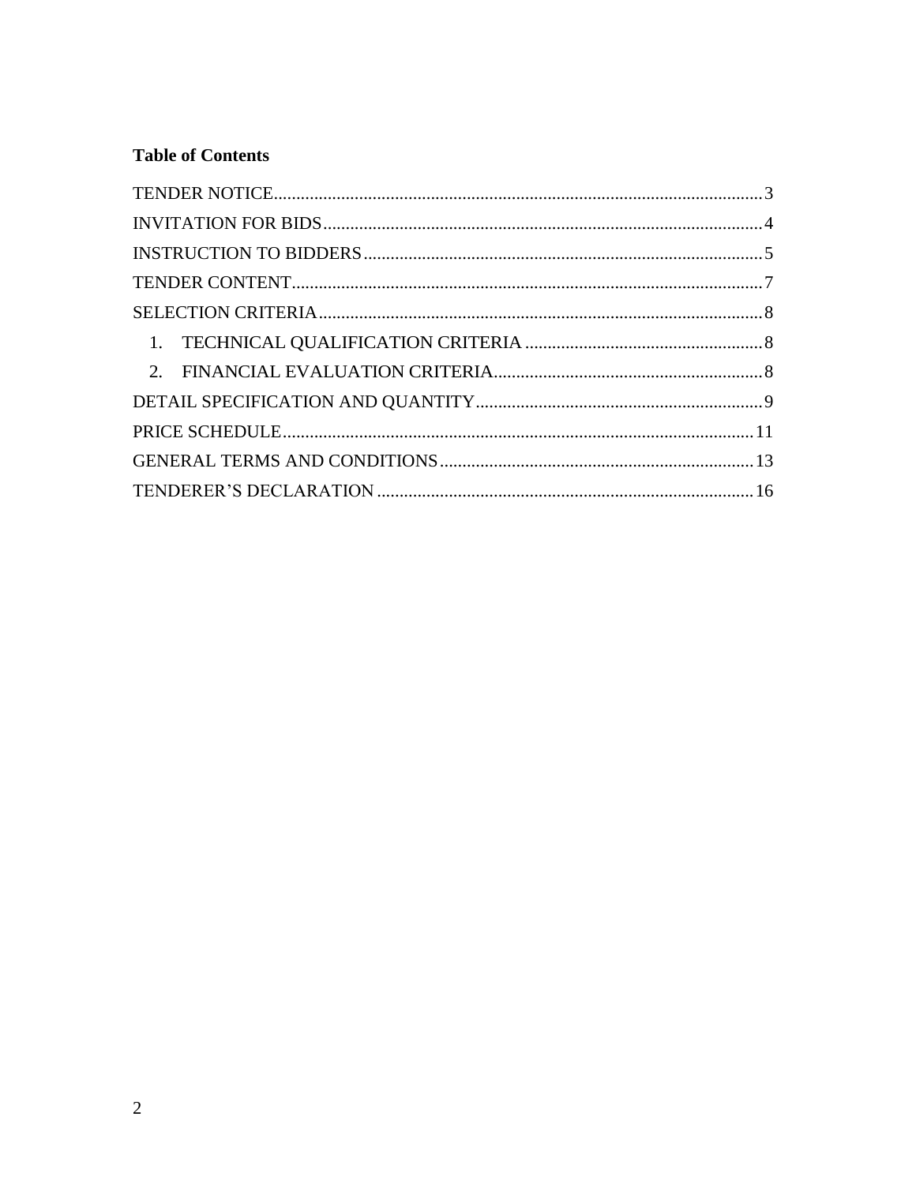**Table of Contents**

TENDER NOTICE ........................................................................................................ 3

INVITATION FOR BIDS ........................................................................................... 4

INSTRUCTION TO BIDDERS .................................................................................. 5

TENDER CONTENT .................................................................................................. 7

SELECTION CRITERIA ............................................................................................ 8

1. TECHNICAL QUALIFICATION CRITERIA ................................................... 8
2. FINANCIAL EVALUATION CRITERIA .......................................................... 8

DETAIL SPECIFICATION AND QUANTITY ........................................................... 9

PRICE SCHEDULE .................................................................................................. 11

GENERAL TERMS AND CONDITIONS ................................................................. 13

TENDERER'S DECLARATION ............................................................................... 16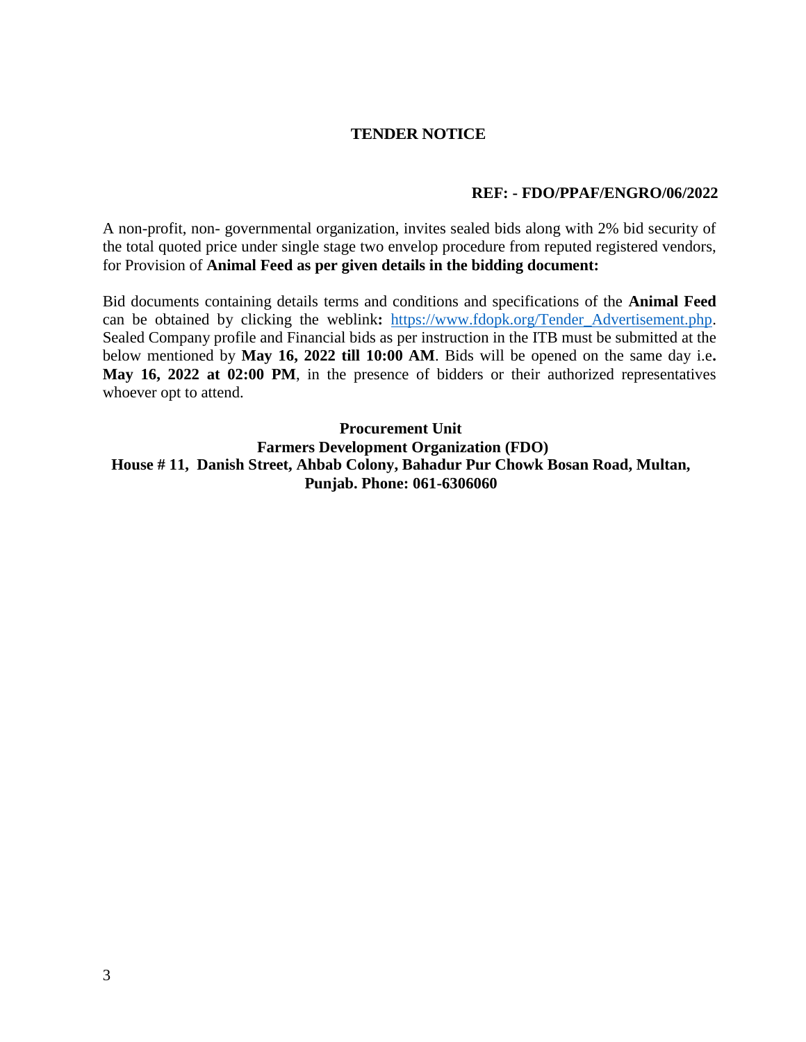# TENDER NOTICE

**REF: - FDO/PPAF/ENGRO/06/2022**

A non-profit, non- governmental organization, invites sealed bids along with 2% bid security of the total quoted price under single stage two envelop procedure from reputed registered vendors, for Provision of **Animal Feed as per given details in the bidding document:**

Bid documents containing details terms and conditions and specifications of the **Animal Feed** can be obtained by clicking the weblink**:** https://www.fdopk.org/Tender_Advertisement.php. Sealed Company profile and Financial bids as per instruction in the ITB must be submitted at the below mentioned by **May 16, 2022 till 10:00 AM**. Bids will be opened on the same day i.e**. May 16, 2022 at 02:00 PM**, in the presence of bidders or their authorized representatives whoever opt to attend.

**Procurement Unit**
**Farmers Development Organization (FDO)**
**House # 11, Danish Street, Ahbab Colony, Bahadur Pur Chowk Bosan Road, Multan, Punjab. Phone: 061-6306060**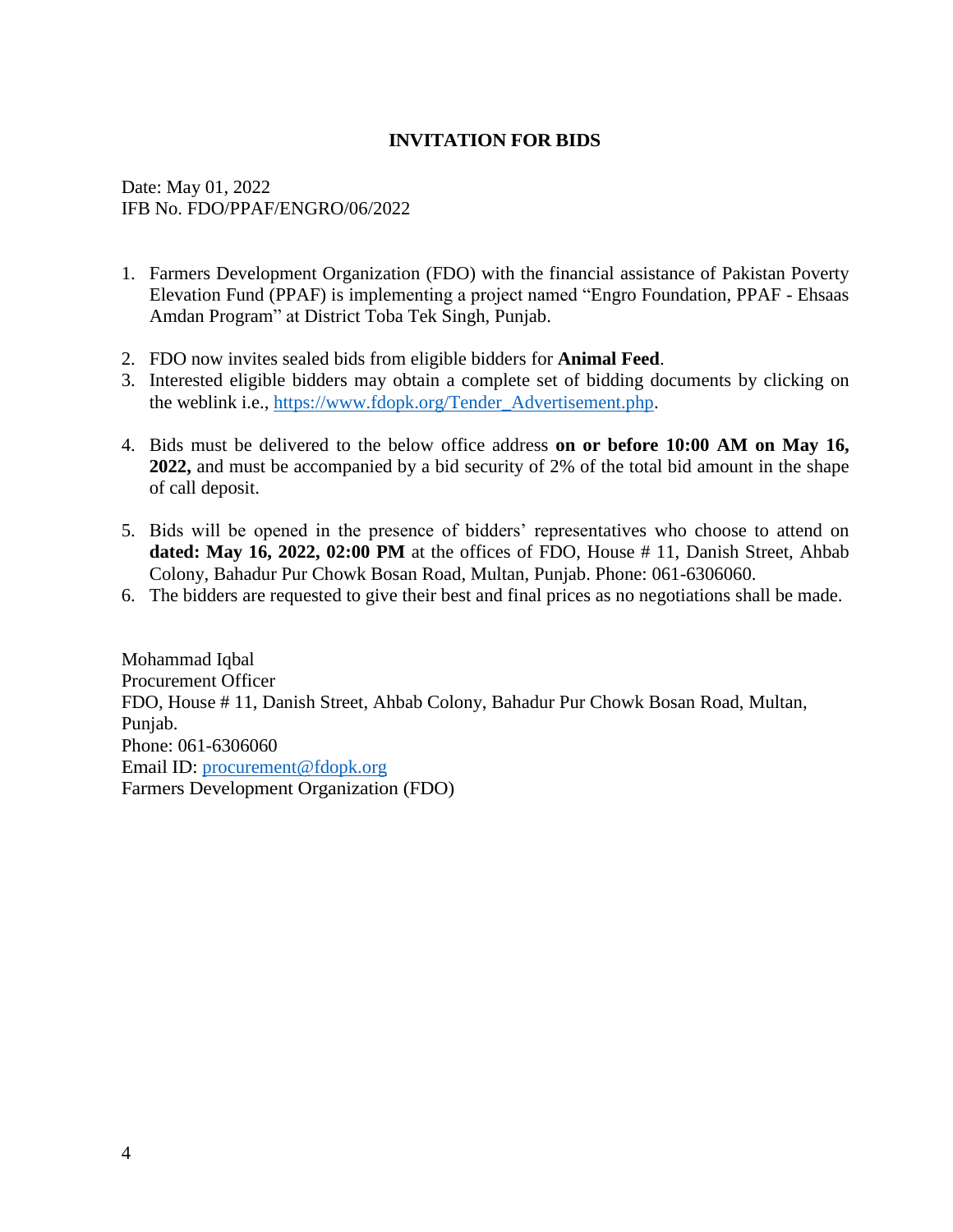## INVITATION FOR BIDS

Date: May 01, 2022
IFB No. FDO/PPAF/ENGRO/06/2022

1. Farmers Development Organization (FDO) with the financial assistance of Pakistan Poverty Elevation Fund (PPAF) is implementing a project named "Engro Foundation, PPAF - Ehsaas Amdan Program" at District Toba Tek Singh, Punjab.
2. FDO now invites sealed bids from eligible bidders for **Animal Feed**.
3. Interested eligible bidders may obtain a complete set of bidding documents by clicking on the weblink i.e., [https://www.fdopk.org/Tender_Advertisement.php](https://www.fdopk.org/Tender_Advertisement.php).
4. Bids must be delivered to the below office address **on or before 10:00 AM on May 16, 2022,** and must be accompanied by a bid security of 2% of the total bid amount in the shape of call deposit.
5. Bids will be opened in the presence of bidders' representatives who choose to attend on **dated: May 16, 2022, 02:00 PM** at the offices of FDO, House # 11, Danish Street, Ahbab Colony, Bahadur Pur Chowk Bosan Road, Multan, Punjab. Phone: 061-6306060.
6. The bidders are requested to give their best and final prices as no negotiations shall be made.

Mohammad Iqbal
Procurement Officer
FDO, House # 11, Danish Street, Ahbab Colony, Bahadur Pur Chowk Bosan Road, Multan, Punjab.
Phone: 061-6306060
Email ID: [procurement@fdopk.org](mailto:procurement@fdopk.org)
Farmers Development Organization (FDO)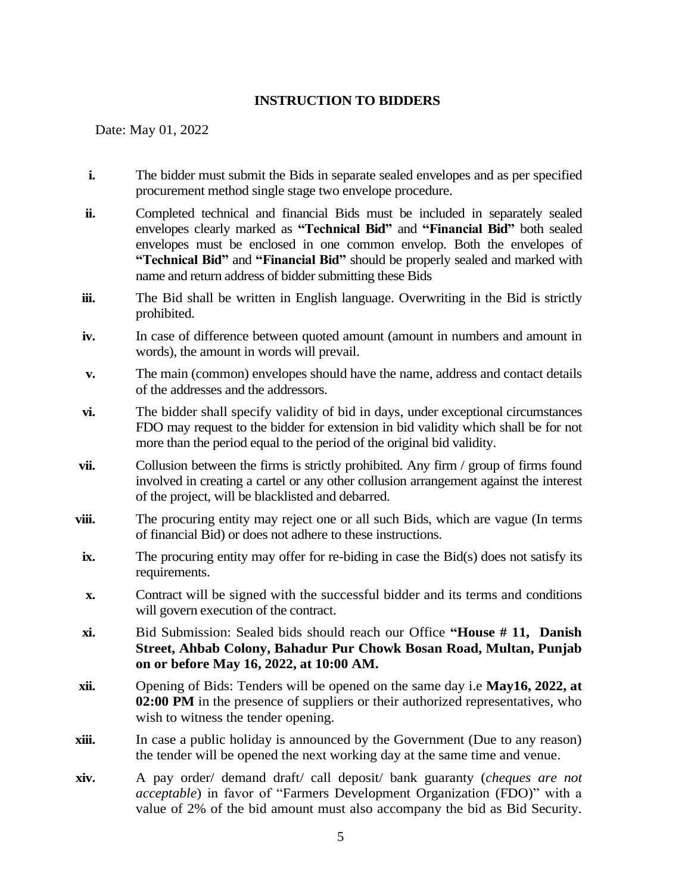## INSTRUCTION TO BIDDERS

Date: May 01, 2022

- **i.** The bidder must submit the Bids in separate sealed envelopes and as per specified procurement method single stage two envelope procedure.
- **ii.** Completed technical and financial Bids must be included in separately sealed envelopes clearly marked as **"Technical Bid"** and **"Financial Bid"** both sealed envelopes must be enclosed in one common envelop. Both the envelopes of **"Technical Bid"** and **"Financial Bid"** should be properly sealed and marked with name and return address of bidder submitting these Bids
- **iii.** The Bid shall be written in English language. Overwriting in the Bid is strictly prohibited.
- **iv.** In case of difference between quoted amount (amount in numbers and amount in words), the amount in words will prevail.
- **v.** The main (common) envelopes should have the name, address and contact details of the addresses and the addressors.
- **vi.** The bidder shall specify validity of bid in days, under exceptional circumstances FDO may request to the bidder for extension in bid validity which shall be for not more than the period equal to the period of the original bid validity.
- **vii.** Collusion between the firms is strictly prohibited. Any firm / group of firms found involved in creating a cartel or any other collusion arrangement against the interest of the project, will be blacklisted and debarred.
- **viii.** The procuring entity may reject one or all such Bids, which are vague (In terms of financial Bid) or does not adhere to these instructions.
- **ix.** The procuring entity may offer for re-biding in case the Bid(s) does not satisfy its requirements.
- **x.** Contract will be signed with the successful bidder and its terms and conditions will govern execution of the contract.
- **xi.** Bid Submission: Sealed bids should reach our Office **"House # 11, Danish Street, Ahbab Colony, Bahadur Pur Chowk Bosan Road, Multan, Punjab on or before May 16, 2022, at 10:00 AM.**
- **xii.** Opening of Bids: Tenders will be opened on the same day i.e **May16, 2022, at 02:00 PM** in the presence of suppliers or their authorized representatives, who wish to witness the tender opening.
- **xiii.** In case a public holiday is announced by the Government (Due to any reason) the tender will be opened the next working day at the same time and venue.
- **xiv.** A pay order/ demand draft/ call deposit/ bank guaranty (*cheques are not acceptable*) in favor of "Farmers Development Organization (FDO)" with a value of 2% of the bid amount must also accompany the bid as Bid Security.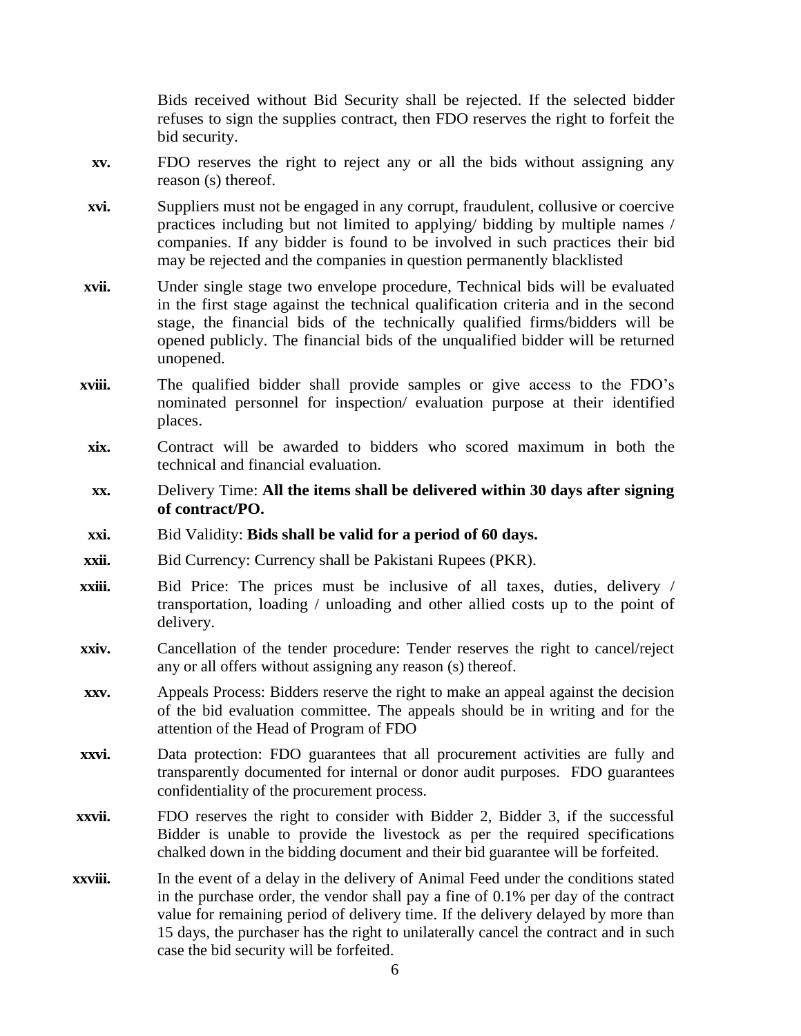Bids received without Bid Security shall be rejected. If the selected bidder refuses to sign the supplies contract, then FDO reserves the right to forfeit the bid security.

- **xv.** FDO reserves the right to reject any or all the bids without assigning any reason (s) thereof.
- **xvi.** Suppliers must not be engaged in any corrupt, fraudulent, collusive or coercive practices including but not limited to applying/ bidding by multiple names / companies. If any bidder is found to be involved in such practices their bid may be rejected and the companies in question permanently blacklisted
- **xvii.** Under single stage two envelope procedure, Technical bids will be evaluated in the first stage against the technical qualification criteria and in the second stage, the financial bids of the technically qualified firms/bidders will be opened publicly. The financial bids of the unqualified bidder will be returned unopened.
- **xviii.** The qualified bidder shall provide samples or give access to the FDO's nominated personnel for inspection/ evaluation purpose at their identified places.
- **xix.** Contract will be awarded to bidders who scored maximum in both the technical and financial evaluation.
- **xx.** Delivery Time: **All the items shall be delivered within 30 days after signing of contract/PO.**
- **xxi.** Bid Validity: **Bids shall be valid for a period of 60 days.**
- **xxii.** Bid Currency: Currency shall be Pakistani Rupees (PKR).
- **xxiii.** Bid Price: The prices must be inclusive of all taxes, duties, delivery / transportation, loading / unloading and other allied costs up to the point of delivery.
- **xxiv.** Cancellation of the tender procedure: Tender reserves the right to cancel/reject any or all offers without assigning any reason (s) thereof.
- **xxv.** Appeals Process: Bidders reserve the right to make an appeal against the decision of the bid evaluation committee. The appeals should be in writing and for the attention of the Head of Program of FDO
- **xxvi.** Data protection: FDO guarantees that all procurement activities are fully and transparently documented for internal or donor audit purposes. FDO guarantees confidentiality of the procurement process.
- **xxvii.** FDO reserves the right to consider with Bidder 2, Bidder 3, if the successful Bidder is unable to provide the livestock as per the required specifications chalked down in the bidding document and their bid guarantee will be forfeited.
- **xxviii.** In the event of a delay in the delivery of Animal Feed under the conditions stated in the purchase order, the vendor shall pay a fine of 0.1% per day of the contract value for remaining period of delivery time. If the delivery delayed by more than 15 days, the purchaser has the right to unilaterally cancel the contract and in such case the bid security will be forfeited.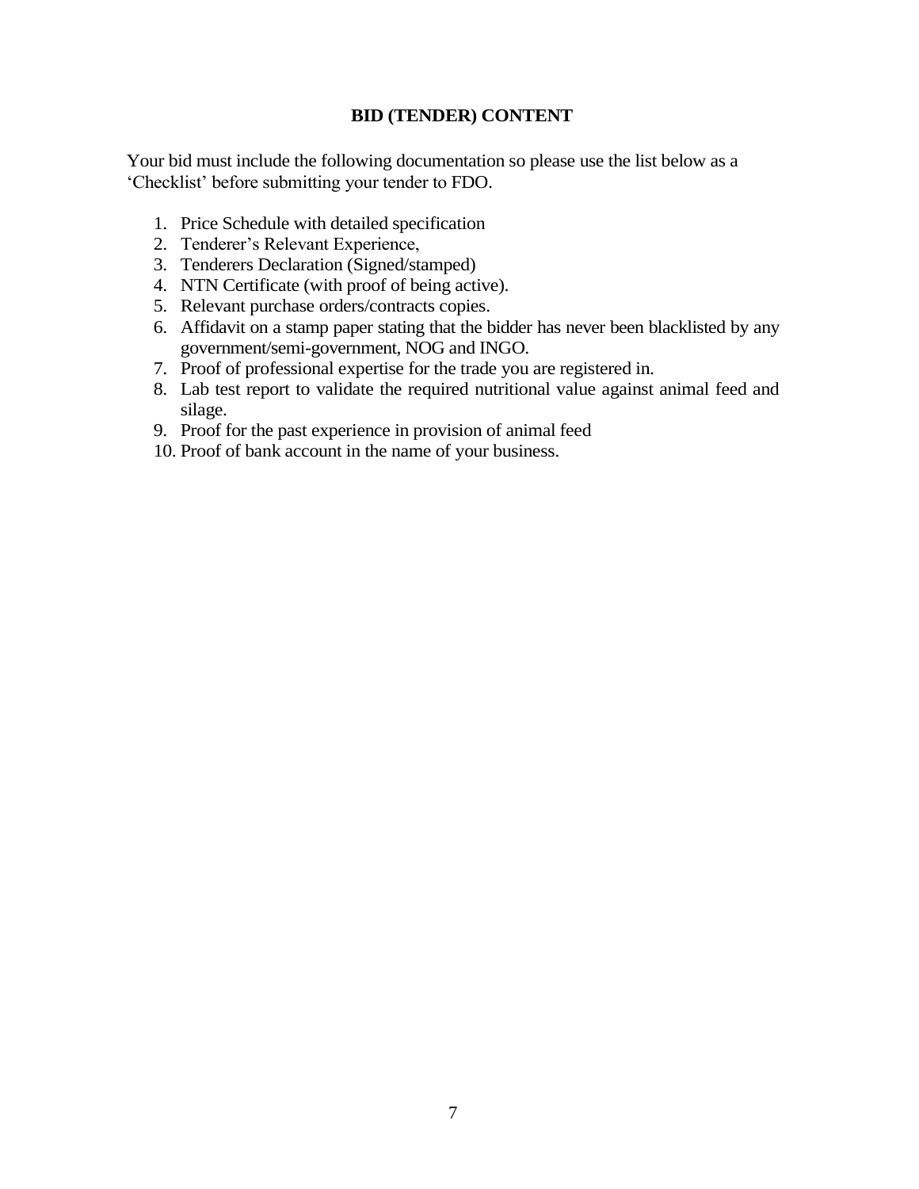## BID (TENDER) CONTENT

Your bid must include the following documentation so please use the list below as a 'Checklist' before submitting your tender to FDO.

1. Price Schedule with detailed specification
2. Tenderer's Relevant Experience,
3. Tenderers Declaration (Signed/stamped)
4. NTN Certificate (with proof of being active).
5. Relevant purchase orders/contracts copies.
6. Affidavit on a stamp paper stating that the bidder has never been blacklisted by any government/semi-government, NOG and INGO.
7. Proof of professional expertise for the trade you are registered in.
8. Lab test report to validate the required nutritional value against animal feed and silage.
9. Proof for the past experience in provision of animal feed
10. Proof of bank account in the name of your business.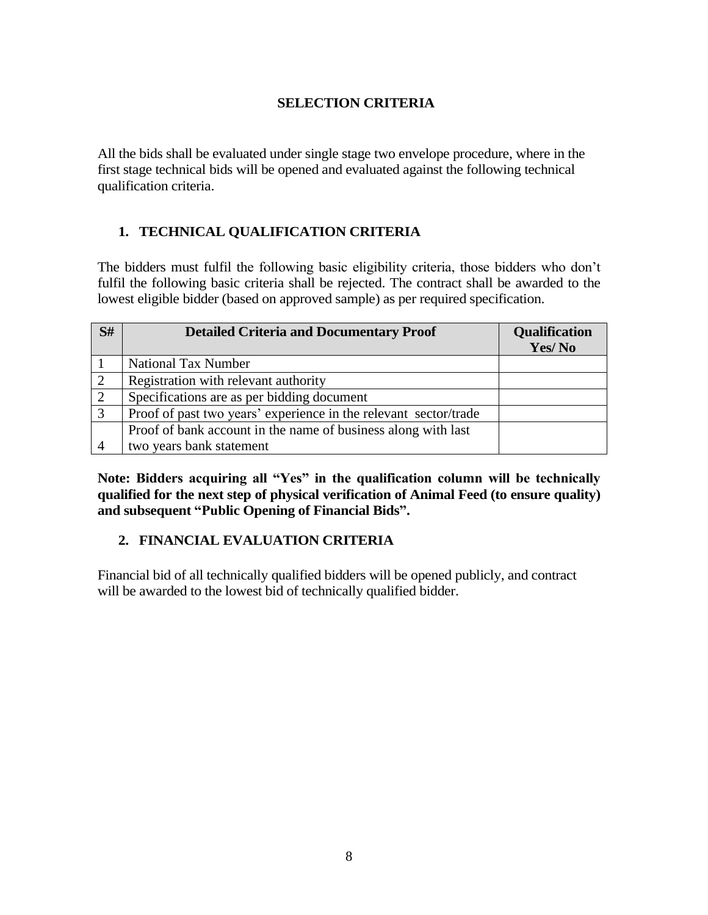# SELECTION CRITERIA

All the bids shall be evaluated under single stage two envelope procedure, where in the first stage technical bids will be opened and evaluated against the following technical qualification criteria.

## 1. TECHNICAL QUALIFICATION CRITERIA

The bidders must fulfil the following basic eligibility criteria, those bidders who don't fulfil the following basic criteria shall be rejected. The contract shall be awarded to the lowest eligible bidder (based on approved sample) as per required specification.

| S# | Detailed Criteria and Documentary Proof | Qualification Yes/ No |
|---|---|---|
| 1 | National Tax Number | |
| 2 | Registration with relevant authority | |
| 2 | Specifications are as per bidding document | |
| 3 | Proof of past two years' experience in the relevant sector/trade | |
| 4 | Proof of bank account in the name of business along with last two years bank statement | |

**Note: Bidders acquiring all "Yes" in the qualification column will be technically qualified for the next step of physical verification of Animal Feed (to ensure quality) and subsequent "Public Opening of Financial Bids".**

## 2. FINANCIAL EVALUATION CRITERIA

Financial bid of all technically qualified bidders will be opened publicly, and contract will be awarded to the lowest bid of technically qualified bidder.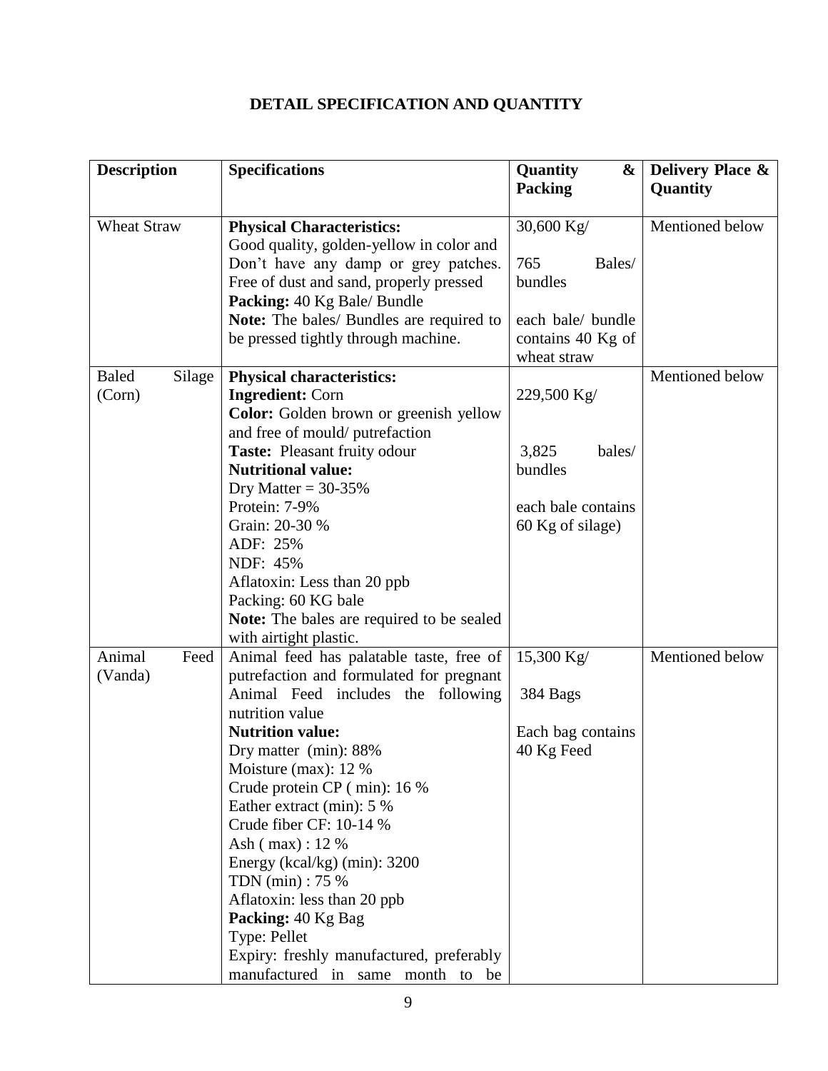## DETAIL SPECIFICATION AND QUANTITY

| Description | Specifications | Quantity & Packing | Delivery Place & Quantity |
|---|---|---|---|
| Wheat Straw | **Physical Characteristics:**<br>Good quality, golden-yellow in color and Don't have any damp or grey patches. Free of dust and sand, properly pressed<br>**Packing:** 40 Kg Bale/ Bundle<br>**Note:** The bales/ Bundles are required to be pressed tightly through machine. | 30,600 Kg/<br><br>765 Bales/ bundles<br><br>each bale/ bundle contains 40 Kg of wheat straw | Mentioned below |
| Baled Silage (Corn) | **Physical characteristics:**<br>**Ingredient:** Corn<br>**Color:** Golden brown or greenish yellow and free of mould/ putrefaction<br>**Taste:** Pleasant fruity odour<br>**Nutritional value:**<br>Dry Matter = 30-35%<br>Protein: 7-9%<br>Grain: 20-30 %<br>ADF: 25%<br>NDF: 45%<br>Aflatoxin: Less than 20 ppb<br>Packing: 60 KG bale<br>**Note:** The bales are required to be sealed with airtight plastic. | 229,500 Kg/<br><br>3,825 bales/ bundles<br><br>each bale contains 60 Kg of silage) | Mentioned below |
| Animal Feed (Vanda) | Animal feed has palatable taste, free of putrefaction and formulated for pregnant Animal Feed includes the following nutrition value<br>**Nutrition value:**<br>Dry matter (min): 88%<br>Moisture (max): 12 %<br>Crude protein CP ( min): 16 %<br>Eather extract (min): 5 %<br>Crude fiber CF: 10-14 %<br>Ash ( max) : 12 %<br>Energy (kcal/kg) (min): 3200<br>TDN (min) : 75 %<br>Aflatoxin: less than 20 ppb<br>**Packing:** 40 Kg Bag<br>Type: Pellet<br>Expiry: freshly manufactured, preferably manufactured in same month to be | 15,300 Kg/<br><br>384 Bags<br><br>Each bag contains 40 Kg Feed | Mentioned below |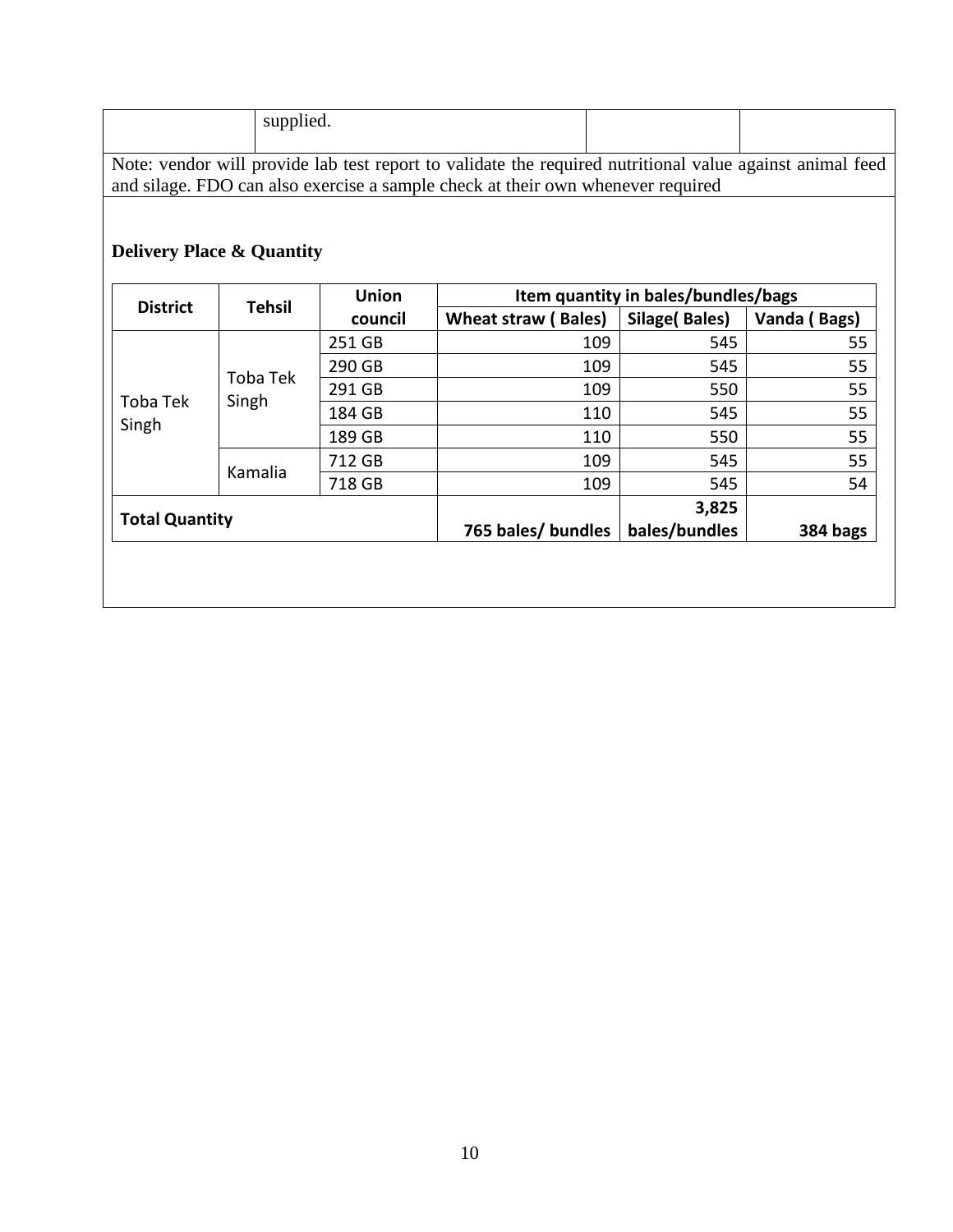| | supplied. | | |
|---|---|---|---|

Note: vendor will provide lab test report to validate the required nutritional value against animal feed and silage. FDO can also exercise a sample check at their own whenever required

**Delivery Place & Quantity**

| District | Tehsil | Union council | Item quantity in bales/bundles/bags | | |
|---|---|---|---|---|---|
| | | | Wheat straw ( Bales) | Silage( Bales) | Vanda ( Bags) |
| Toba Tek Singh | Toba Tek Singh | 251 GB | 109 | 545 | 55 |
| | | 290 GB | 109 | 545 | 55 |
| | | 291 GB | 109 | 550 | 55 |
| | | 184 GB | 110 | 545 | 55 |
| | | 189 GB | 110 | 550 | 55 |
| | Kamalia | 712 GB | 109 | 545 | 55 |
| | | 718 GB | 109 | 545 | 54 |
| **Total Quantity** | | | **765 bales/ bundles** | **3,825 bales/bundles** | **384 bags** |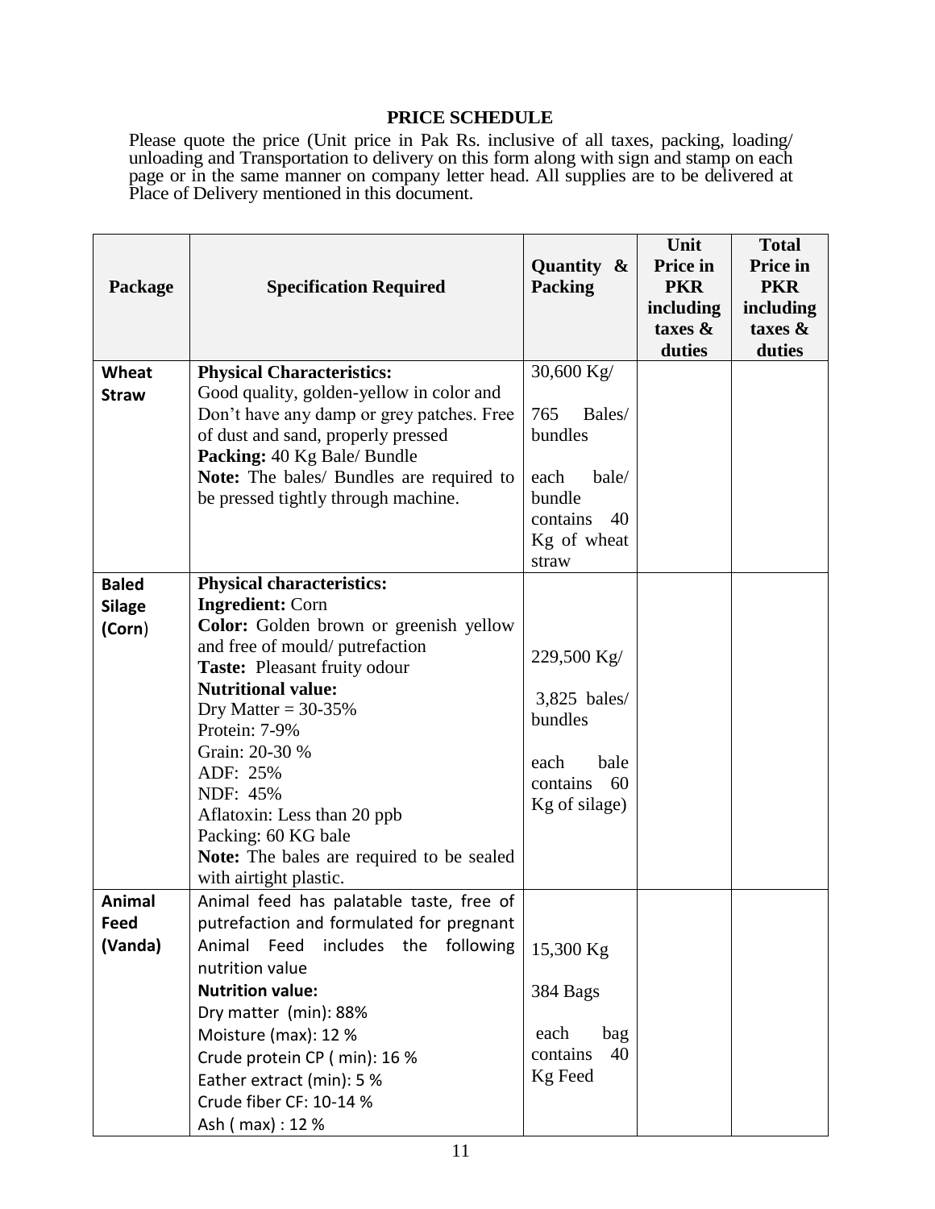## PRICE SCHEDULE

Please quote the price (Unit price in Pak Rs. inclusive of all taxes, packing, loading/ unloading and Transportation to delivery on this form along with sign and stamp on each page or in the same manner on company letter head. All supplies are to be delivered at Place of Delivery mentioned in this document.

| Package | Specification Required | Quantity & Packing | Unit Price in PKR including taxes & duties | Total Price in PKR including taxes & duties |
|---|---|---|---|---|
| **Wheat Straw** | **Physical Characteristics:**<br>Good quality, golden-yellow in color and Don't have any damp or grey patches. Free of dust and sand, properly pressed<br>**Packing:** 40 Kg Bale/ Bundle<br>**Note:** The bales/ Bundles are required to be pressed tightly through machine. | 30,600 Kg/<br><br>765 Bales/ bundles<br><br>each bale/ bundle contains 40 Kg of wheat straw | | |
| **Baled Silage (Corn)** | **Physical characteristics:**<br>**Ingredient:** Corn<br>**Color:** Golden brown or greenish yellow and free of mould/ putrefaction<br>**Taste:** Pleasant fruity odour<br>**Nutritional value:**<br>Dry Matter = 30-35%<br>Protein: 7-9%<br>Grain: 20-30 %<br>ADF: 25%<br>NDF: 45%<br>Aflatoxin: Less than 20 ppb<br>Packing: 60 KG bale<br>**Note:** The bales are required to be sealed with airtight plastic. | 229,500 Kg/<br><br>3,825 bales/ bundles<br><br>each bale contains 60 Kg of silage) | | |
| **Animal Feed (Vanda)** | Animal feed has palatable taste, free of putrefaction and formulated for pregnant Animal Feed includes the following nutrition value<br>**Nutrition value:**<br>Dry matter (min): 88%<br>Moisture (max): 12 %<br>Crude protein CP ( min): 16 %<br>Eather extract (min): 5 %<br>Crude fiber CF: 10-14 %<br>Ash ( max) : 12 % | 15,300 Kg<br><br>384 Bags<br><br>each bag contains 40 Kg Feed | | |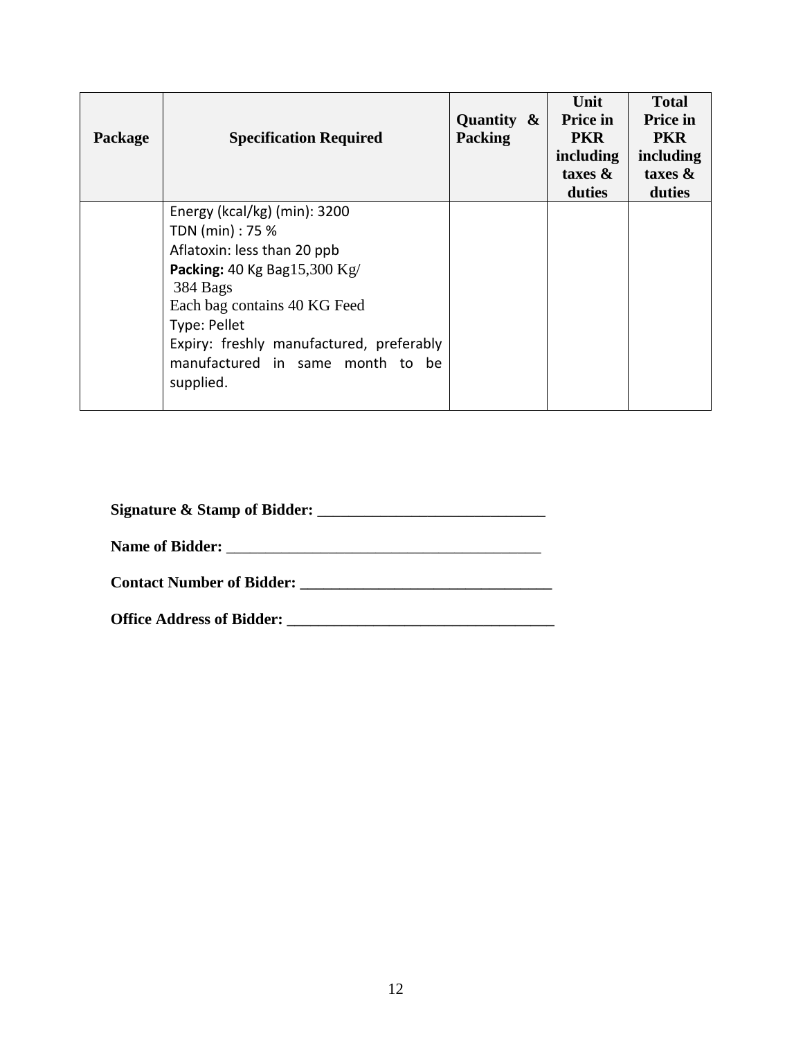| Package | Specification Required | Quantity & Packing | Unit Price in PKR including taxes & duties | Total Price in PKR including taxes & duties |
|---|---|---|---|---|
| | Energy (kcal/kg) (min): 3200<br>TDN (min) : 75 %<br>Aflatoxin: less than 20 ppb<br>**Packing:** 40 Kg Bag15,300 Kg/<br>384 Bags<br>Each bag contains 40 KG Feed<br>Type: Pellet<br>Expiry: freshly manufactured, preferably manufactured in same month to be supplied. | | | |

**Signature & Stamp of Bidder:** _____________________________

**Name of Bidder:** ________________________________________

**Contact Number of Bidder: ________________________________**

**Office Address of Bidder: __________________________________**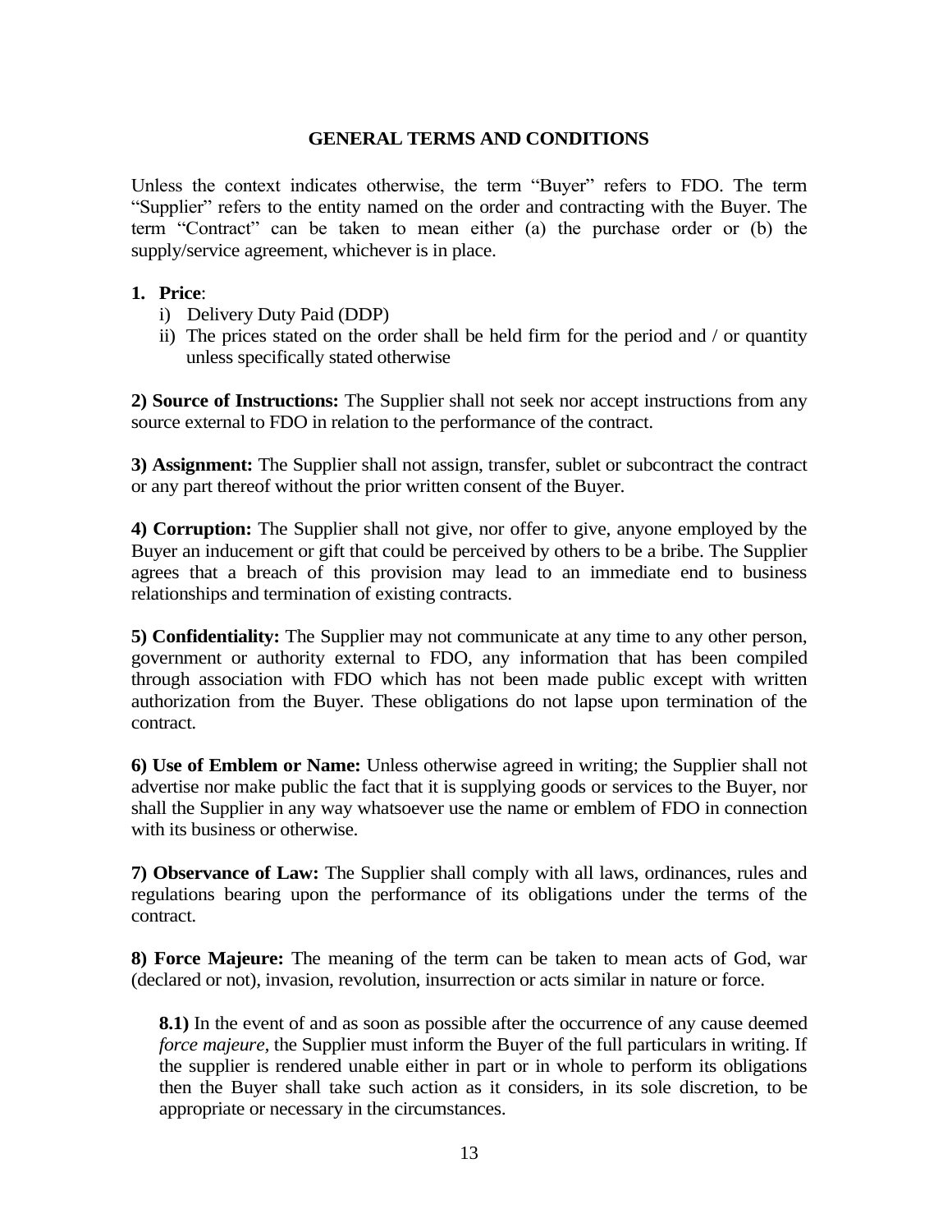## GENERAL TERMS AND CONDITIONS

Unless the context indicates otherwise, the term "Buyer" refers to FDO. The term "Supplier" refers to the entity named on the order and contracting with the Buyer. The term "Contract" can be taken to mean either (a) the purchase order or (b) the supply/service agreement, whichever is in place.

1. **Price**:
   i) Delivery Duty Paid (DDP)
   ii) The prices stated on the order shall be held firm for the period and / or quantity unless specifically stated otherwise

**2) Source of Instructions:** The Supplier shall not seek nor accept instructions from any source external to FDO in relation to the performance of the contract.

**3) Assignment:** The Supplier shall not assign, transfer, sublet or subcontract the contract or any part thereof without the prior written consent of the Buyer.

**4) Corruption:** The Supplier shall not give, nor offer to give, anyone employed by the Buyer an inducement or gift that could be perceived by others to be a bribe. The Supplier agrees that a breach of this provision may lead to an immediate end to business relationships and termination of existing contracts.

**5) Confidentiality:** The Supplier may not communicate at any time to any other person, government or authority external to FDO, any information that has been compiled through association with FDO which has not been made public except with written authorization from the Buyer. These obligations do not lapse upon termination of the contract.

**6) Use of Emblem or Name:** Unless otherwise agreed in writing; the Supplier shall not advertise nor make public the fact that it is supplying goods or services to the Buyer, nor shall the Supplier in any way whatsoever use the name or emblem of FDO in connection with its business or otherwise.

**7) Observance of Law:** The Supplier shall comply with all laws, ordinances, rules and regulations bearing upon the performance of its obligations under the terms of the contract.

**8) Force Majeure:** The meaning of the term can be taken to mean acts of God, war (declared or not), invasion, revolution, insurrection or acts similar in nature or force.

**8.1)** In the event of and as soon as possible after the occurrence of any cause deemed *force majeure*, the Supplier must inform the Buyer of the full particulars in writing. If the supplier is rendered unable either in part or in whole to perform its obligations then the Buyer shall take such action as it considers, in its sole discretion, to be appropriate or necessary in the circumstances.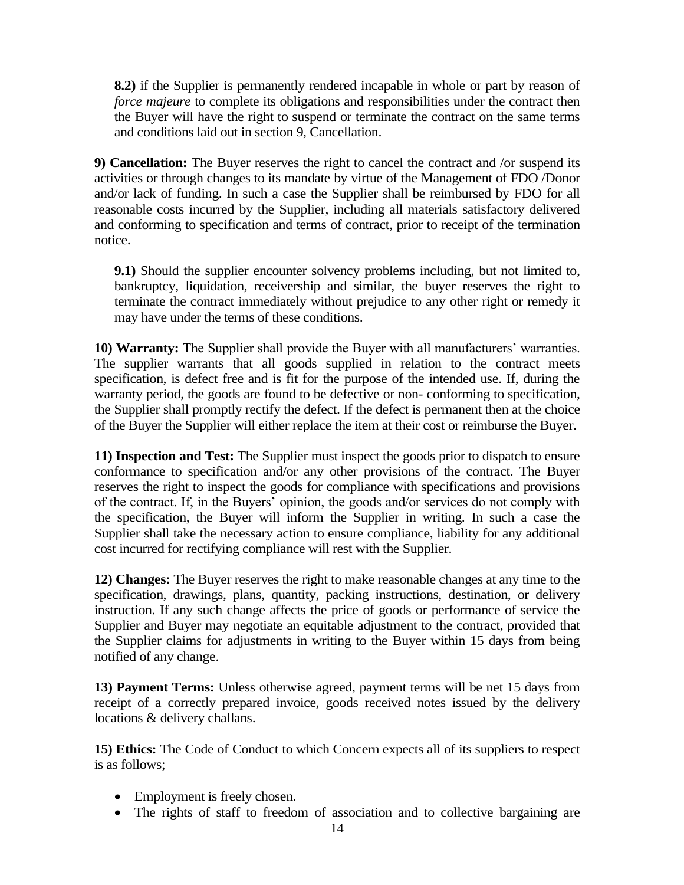**8.2)** if the Supplier is permanently rendered incapable in whole or part by reason of *force majeure* to complete its obligations and responsibilities under the contract then the Buyer will have the right to suspend or terminate the contract on the same terms and conditions laid out in section 9, Cancellation.

**9) Cancellation:** The Buyer reserves the right to cancel the contract and /or suspend its activities or through changes to its mandate by virtue of the Management of FDO /Donor and/or lack of funding. In such a case the Supplier shall be reimbursed by FDO for all reasonable costs incurred by the Supplier, including all materials satisfactory delivered and conforming to specification and terms of contract, prior to receipt of the termination notice.

**9.1)** Should the supplier encounter solvency problems including, but not limited to, bankruptcy, liquidation, receivership and similar, the buyer reserves the right to terminate the contract immediately without prejudice to any other right or remedy it may have under the terms of these conditions.

**10) Warranty:** The Supplier shall provide the Buyer with all manufacturers' warranties. The supplier warrants that all goods supplied in relation to the contract meets specification, is defect free and is fit for the purpose of the intended use. If, during the warranty period, the goods are found to be defective or non- conforming to specification, the Supplier shall promptly rectify the defect. If the defect is permanent then at the choice of the Buyer the Supplier will either replace the item at their cost or reimburse the Buyer.

**11) Inspection and Test:** The Supplier must inspect the goods prior to dispatch to ensure conformance to specification and/or any other provisions of the contract. The Buyer reserves the right to inspect the goods for compliance with specifications and provisions of the contract. If, in the Buyers' opinion, the goods and/or services do not comply with the specification, the Buyer will inform the Supplier in writing. In such a case the Supplier shall take the necessary action to ensure compliance, liability for any additional cost incurred for rectifying compliance will rest with the Supplier.

**12) Changes:** The Buyer reserves the right to make reasonable changes at any time to the specification, drawings, plans, quantity, packing instructions, destination, or delivery instruction. If any such change affects the price of goods or performance of service the Supplier and Buyer may negotiate an equitable adjustment to the contract, provided that the Supplier claims for adjustments in writing to the Buyer within 15 days from being notified of any change.

**13) Payment Terms:** Unless otherwise agreed, payment terms will be net 15 days from receipt of a correctly prepared invoice, goods received notes issued by the delivery locations & delivery challans.

**15) Ethics:** The Code of Conduct to which Concern expects all of its suppliers to respect is as follows;

- Employment is freely chosen.
- The rights of staff to freedom of association and to collective bargaining are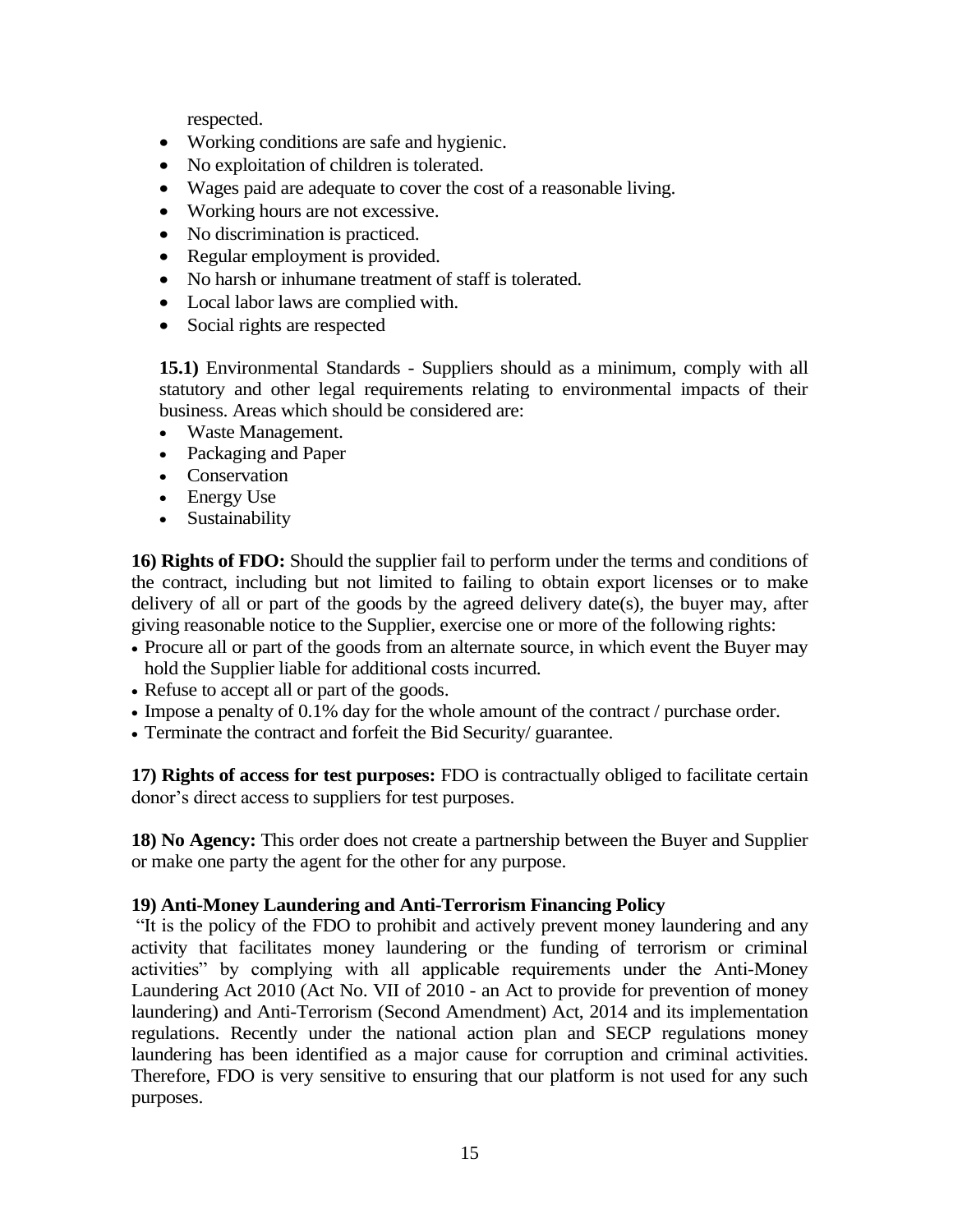respected.

- Working conditions are safe and hygienic.
- No exploitation of children is tolerated.
- Wages paid are adequate to cover the cost of a reasonable living.
- Working hours are not excessive.
- No discrimination is practiced.
- Regular employment is provided.
- No harsh or inhumane treatment of staff is tolerated.
- Local labor laws are complied with.
- Social rights are respected

**15.1)** Environmental Standards - Suppliers should as a minimum, comply with all statutory and other legal requirements relating to environmental impacts of their business. Areas which should be considered are:

- Waste Management.
- Packaging and Paper
- Conservation
- Energy Use
- Sustainability

**16) Rights of FDO:** Should the supplier fail to perform under the terms and conditions of the contract, including but not limited to failing to obtain export licenses or to make delivery of all or part of the goods by the agreed delivery date(s), the buyer may, after giving reasonable notice to the Supplier, exercise one or more of the following rights:

- Procure all or part of the goods from an alternate source, in which event the Buyer may hold the Supplier liable for additional costs incurred.
- Refuse to accept all or part of the goods.
- Impose a penalty of 0.1% day for the whole amount of the contract / purchase order.
- Terminate the contract and forfeit the Bid Security/ guarantee.

**17) Rights of access for test purposes:** FDO is contractually obliged to facilitate certain donor's direct access to suppliers for test purposes.

**18) No Agency:** This order does not create a partnership between the Buyer and Supplier or make one party the agent for the other for any purpose.

**19) Anti-Money Laundering and Anti-Terrorism Financing Policy**

"It is the policy of the FDO to prohibit and actively prevent money laundering and any activity that facilitates money laundering or the funding of terrorism or criminal activities" by complying with all applicable requirements under the Anti-Money Laundering Act 2010 (Act No. VII of 2010 - an Act to provide for prevention of money laundering) and Anti-Terrorism (Second Amendment) Act, 2014 and its implementation regulations. Recently under the national action plan and SECP regulations money laundering has been identified as a major cause for corruption and criminal activities. Therefore, FDO is very sensitive to ensuring that our platform is not used for any such purposes.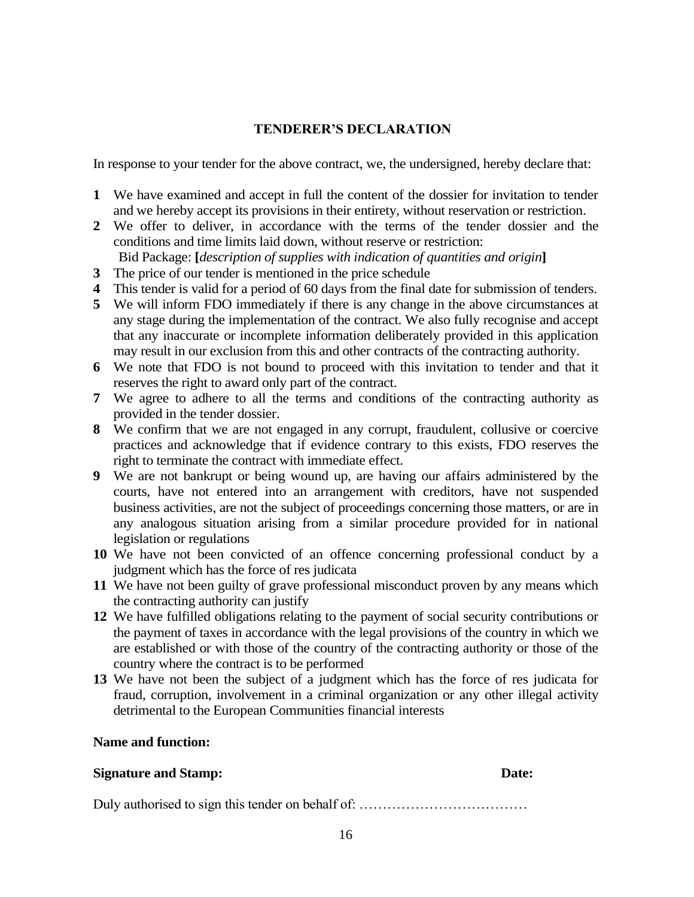## TENDERER'S DECLARATION

In response to your tender for the above contract, we, the undersigned, hereby declare that:

**1** We have examined and accept in full the content of the dossier for invitation to tender and we hereby accept its provisions in their entirety, without reservation or restriction.

**2** We offer to deliver, in accordance with the terms of the tender dossier and the conditions and time limits laid down, without reserve or restriction:
Bid Package: **[***description of supplies with indication of quantities and origin***]**

**3** The price of our tender is mentioned in the price schedule

**4** This tender is valid for a period of 60 days from the final date for submission of tenders.

**5** We will inform FDO immediately if there is any change in the above circumstances at any stage during the implementation of the contract. We also fully recognise and accept that any inaccurate or incomplete information deliberately provided in this application may result in our exclusion from this and other contracts of the contracting authority.

**6** We note that FDO is not bound to proceed with this invitation to tender and that it reserves the right to award only part of the contract.

**7** We agree to adhere to all the terms and conditions of the contracting authority as provided in the tender dossier.

**8** We confirm that we are not engaged in any corrupt, fraudulent, collusive or coercive practices and acknowledge that if evidence contrary to this exists, FDO reserves the right to terminate the contract with immediate effect.

**9** We are not bankrupt or being wound up, are having our affairs administered by the courts, have not entered into an arrangement with creditors, have not suspended business activities, are not the subject of proceedings concerning those matters, or are in any analogous situation arising from a similar procedure provided for in national legislation or regulations

**10** We have not been convicted of an offence concerning professional conduct by a judgment which has the force of res judicata

**11** We have not been guilty of grave professional misconduct proven by any means which the contracting authority can justify

**12** We have fulfilled obligations relating to the payment of social security contributions or the payment of taxes in accordance with the legal provisions of the country in which we are established or with those of the country of the contracting authority or those of the country where the contract is to be performed

**13** We have not been the subject of a judgment which has the force of res judicata for fraud, corruption, involvement in a criminal organization or any other illegal activity detrimental to the European Communities financial interests

**Name and function:**

**Signature and Stamp:** **Date:**

Duly authorised to sign this tender on behalf of: ………………………………